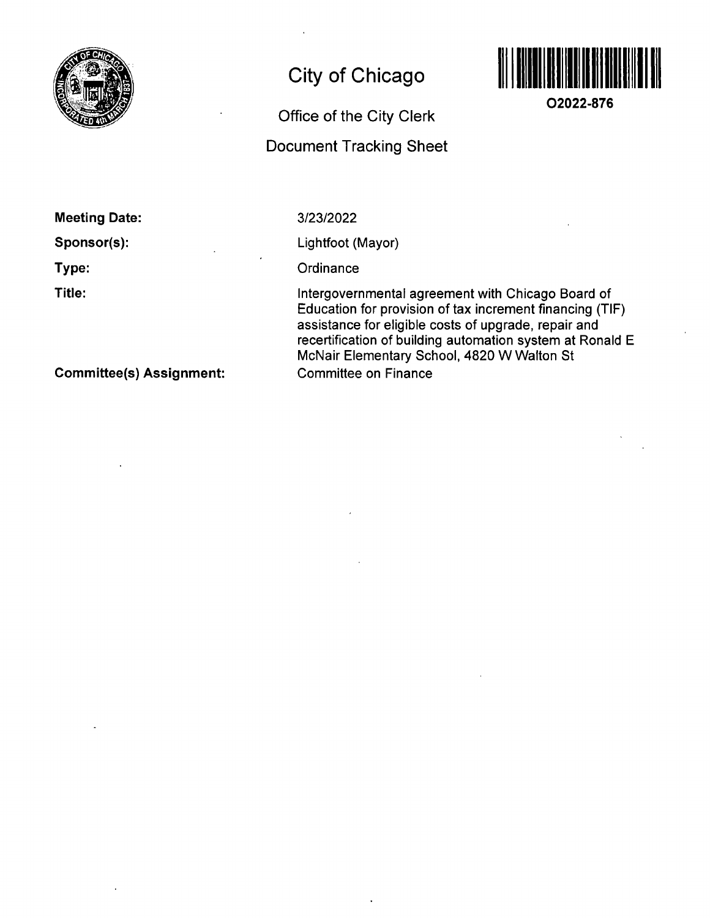# City of Chicago

## Office of the City Clerk

## Document Tracking Sheet

O2022-876

**Meeting Date:** 3/23/2022

**Sponsor(s):** Lightfoot (Mayor)

**Type:** Ordinance

**Title:** Intergovernmental agreement with Chicago Board of Education for provision of tax increment financing (TIF) assistance for eligible costs of upgrade, repair and recertification of building automation system at Ronald E McNair Elementary School, 4820 W Walton St

**Committee(s) Assignment:** Committee on Finance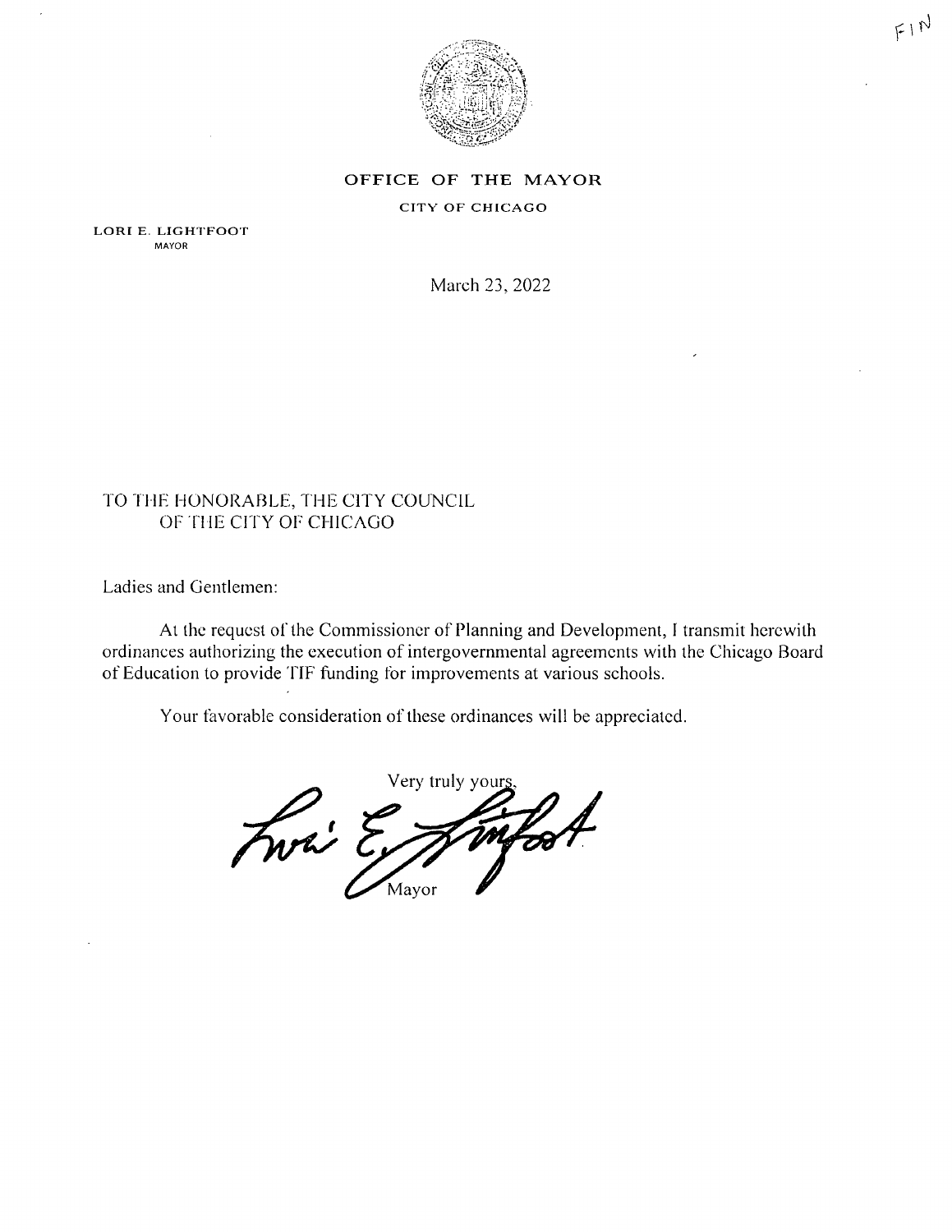FIN

**OFFICE OF THE MAYOR**

CITY OF CHICAGO

LORI E. LIGHTFOOT
MAYOR

March 23, 2022

TO THE HONORABLE, THE CITY COUNCIL
OF THE CITY OF CHICAGO

Ladies and Gentlemen:

At the request of the Commissioner of Planning and Development, I transmit herewith ordinances authorizing the execution of intergovernmental agreements with the Chicago Board of Education to provide TIF funding for improvements at various schools.

Your favorable consideration of these ordinances will be appreciated.

Very truly yours,

Mayor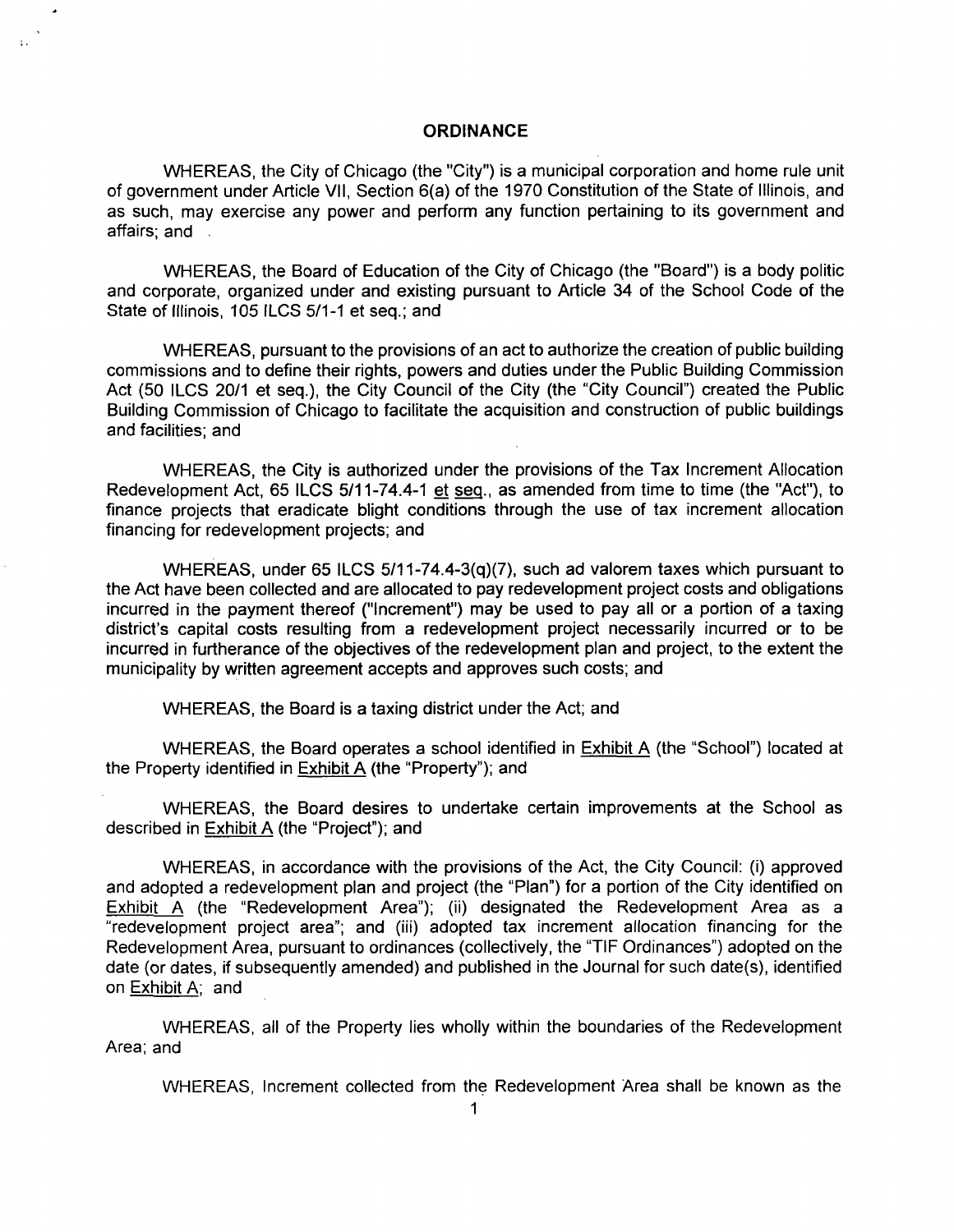## ORDINANCE

WHEREAS, the City of Chicago (the "City") is a municipal corporation and home rule unit of government under Article VII, Section 6(a) of the 1970 Constitution of the State of Illinois, and as such, may exercise any power and perform any function pertaining to its government and affairs; and

WHEREAS, the Board of Education of the City of Chicago (the "Board") is a body politic and corporate, organized under and existing pursuant to Article 34 of the School Code of the State of Illinois, 105 ILCS 5/1-1 et seq.; and

WHEREAS, pursuant to the provisions of an act to authorize the creation of public building commissions and to define their rights, powers and duties under the Public Building Commission Act (50 ILCS 20/1 et seq.), the City Council of the City (the "City Council") created the Public Building Commission of Chicago to facilitate the acquisition and construction of public buildings and facilities; and

WHEREAS, the City is authorized under the provisions of the Tax Increment Allocation Redevelopment Act, 65 ILCS 5/11-74.4-1 et seq., as amended from time to time (the "Act"), to finance projects that eradicate blight conditions through the use of tax increment allocation financing for redevelopment projects; and

WHEREAS, under 65 ILCS 5/11-74.4-3(q)(7), such ad valorem taxes which pursuant to the Act have been collected and are allocated to pay redevelopment project costs and obligations incurred in the payment thereof ("Increment") may be used to pay all or a portion of a taxing district's capital costs resulting from a redevelopment project necessarily incurred or to be incurred in furtherance of the objectives of the redevelopment plan and project, to the extent the municipality by written agreement accepts and approves such costs; and

WHEREAS, the Board is a taxing district under the Act; and

WHEREAS, the Board operates a school identified in Exhibit A (the "School") located at the Property identified in Exhibit A (the "Property"); and

WHEREAS, the Board desires to undertake certain improvements at the School as described in Exhibit A (the "Project"); and

WHEREAS, in accordance with the provisions of the Act, the City Council: (i) approved and adopted a redevelopment plan and project (the "Plan") for a portion of the City identified on Exhibit A (the "Redevelopment Area"); (ii) designated the Redevelopment Area as a "redevelopment project area"; and (iii) adopted tax increment allocation financing for the Redevelopment Area, pursuant to ordinances (collectively, the "TIF Ordinances") adopted on the date (or dates, if subsequently amended) and published in the Journal for such date(s), identified on Exhibit A; and

WHEREAS, all of the Property lies wholly within the boundaries of the Redevelopment Area; and

WHEREAS, Increment collected from the Redevelopment Area shall be known as the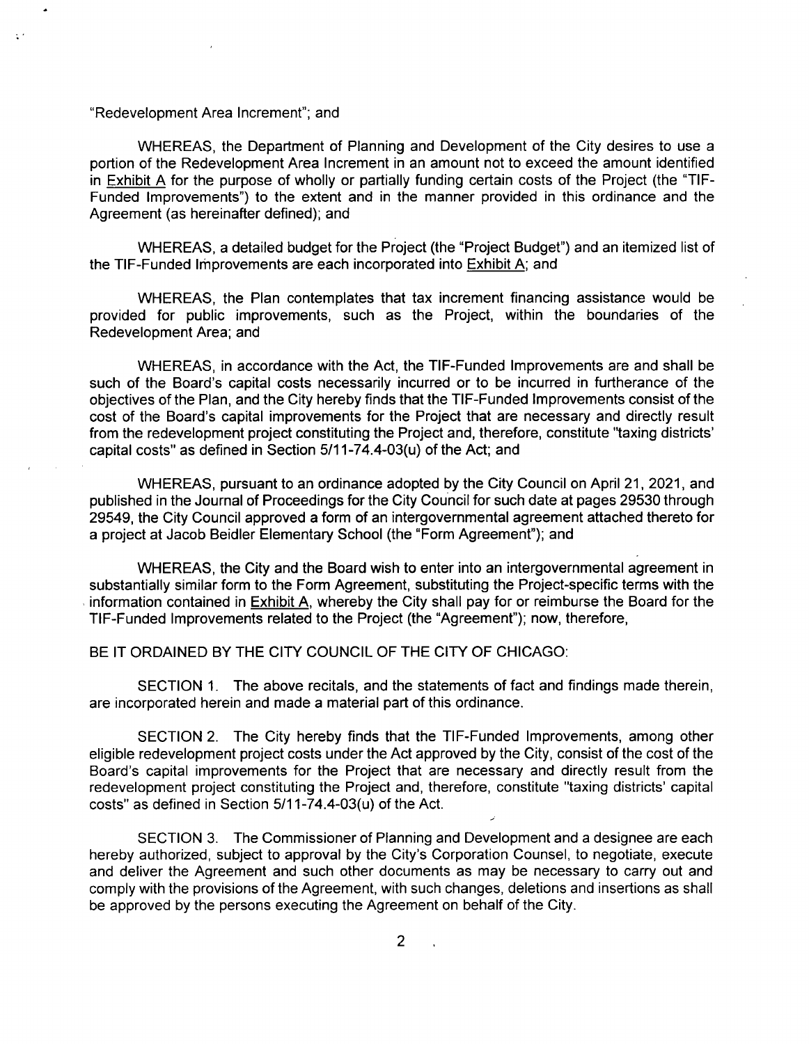"Redevelopment Area Increment"; and

WHEREAS, the Department of Planning and Development of the City desires to use a portion of the Redevelopment Area Increment in an amount not to exceed the amount identified in Exhibit A for the purpose of wholly or partially funding certain costs of the Project (the "TIF-Funded Improvements") to the extent and in the manner provided in this ordinance and the Agreement (as hereinafter defined); and

WHEREAS, a detailed budget for the Project (the "Project Budget") and an itemized list of the TIF-Funded Improvements are each incorporated into Exhibit A; and

WHEREAS, the Plan contemplates that tax increment financing assistance would be provided for public improvements, such as the Project, within the boundaries of the Redevelopment Area; and

WHEREAS, in accordance with the Act, the TIF-Funded Improvements are and shall be such of the Board's capital costs necessarily incurred or to be incurred in furtherance of the objectives of the Plan, and the City hereby finds that the TIF-Funded Improvements consist of the cost of the Board's capital improvements for the Project that are necessary and directly result from the redevelopment project constituting the Project and, therefore, constitute "taxing districts' capital costs" as defined in Section 5/11-74.4-03(u) of the Act; and

WHEREAS, pursuant to an ordinance adopted by the City Council on April 21, 2021, and published in the Journal of Proceedings for the City Council for such date at pages 29530 through 29549, the City Council approved a form of an intergovernmental agreement attached thereto for a project at Jacob Beidler Elementary School (the "Form Agreement"); and

WHEREAS, the City and the Board wish to enter into an intergovernmental agreement in substantially similar form to the Form Agreement, substituting the Project-specific terms with the information contained in Exhibit A, whereby the City shall pay for or reimburse the Board for the TIF-Funded Improvements related to the Project (the "Agreement"); now, therefore,

BE IT ORDAINED BY THE CITY COUNCIL OF THE CITY OF CHICAGO:

SECTION 1. The above recitals, and the statements of fact and findings made therein, are incorporated herein and made a material part of this ordinance.

SECTION 2. The City hereby finds that the TIF-Funded Improvements, among other eligible redevelopment project costs under the Act approved by the City, consist of the cost of the Board's capital improvements for the Project that are necessary and directly result from the redevelopment project constituting the Project and, therefore, constitute "taxing districts' capital costs" as defined in Section 5/11-74.4-03(u) of the Act.

SECTION 3. The Commissioner of Planning and Development and a designee are each hereby authorized, subject to approval by the City's Corporation Counsel, to negotiate, execute and deliver the Agreement and such other documents as may be necessary to carry out and comply with the provisions of the Agreement, with such changes, deletions and insertions as shall be approved by the persons executing the Agreement on behalf of the City.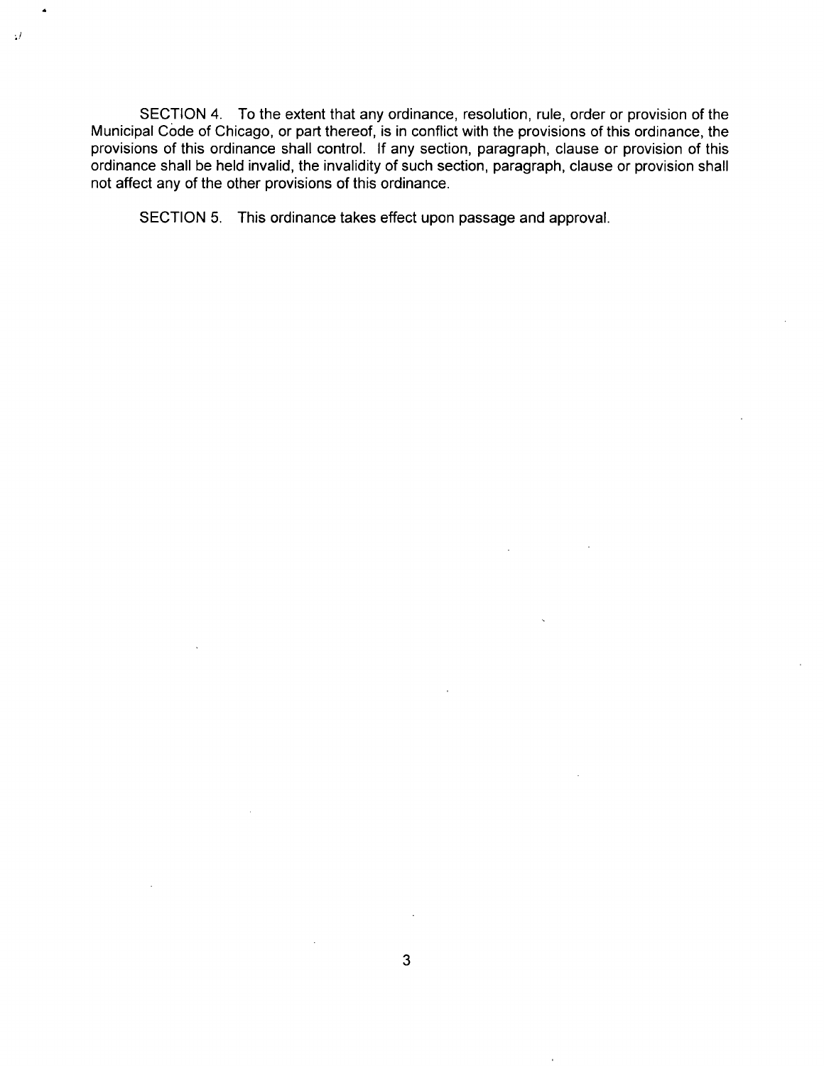SECTION 4. To the extent that any ordinance, resolution, rule, order or provision of the Municipal Code of Chicago, or part thereof, is in conflict with the provisions of this ordinance, the provisions of this ordinance shall control. If any section, paragraph, clause or provision of this ordinance shall be held invalid, the invalidity of such section, paragraph, clause or provision shall not affect any of the other provisions of this ordinance.

SECTION 5. This ordinance takes effect upon passage and approval.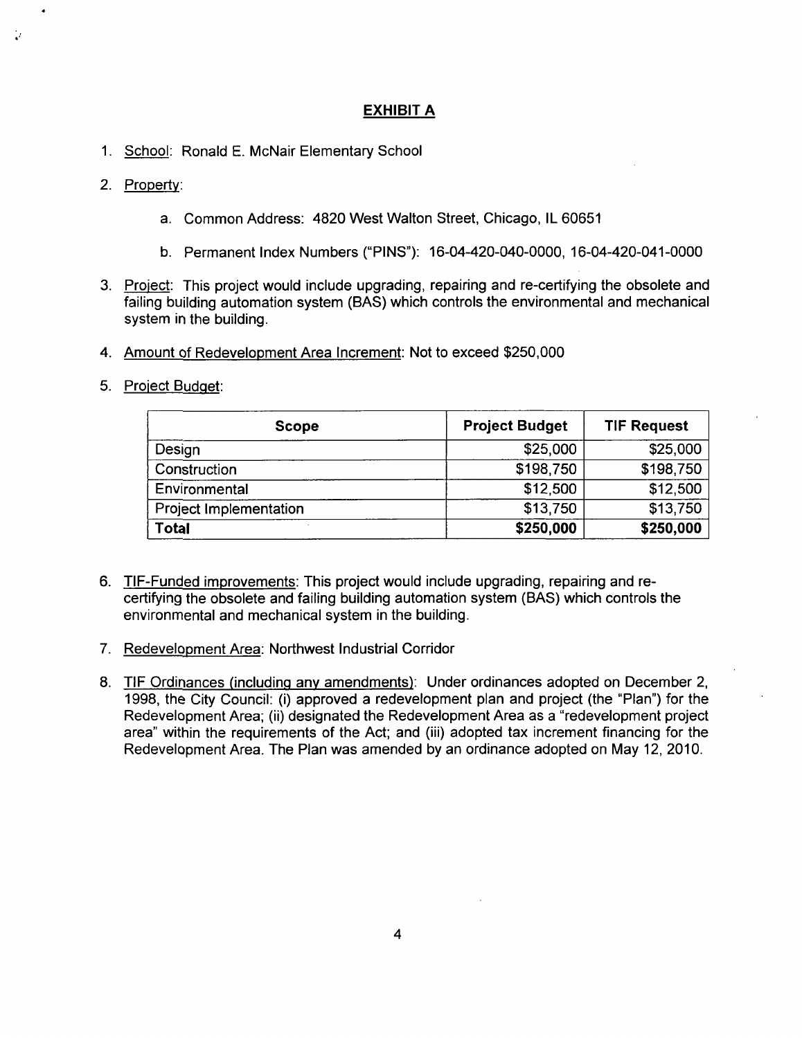## EXHIBIT A

1. School: Ronald E. McNair Elementary School

2. Property:

    a. Common Address: 4820 West Walton Street, Chicago, IL 60651

    b. Permanent Index Numbers ("PINS"): 16-04-420-040-0000, 16-04-420-041-0000

3. Project: This project would include upgrading, repairing and re-certifying the obsolete and failing building automation system (BAS) which controls the environmental and mechanical system in the building.

4. Amount of Redevelopment Area Increment: Not to exceed $250,000

5. Project Budget:

| Scope | Project Budget | TIF Request |
|---|---|---|
| Design | $25,000 | $25,000 |
| Construction | $198,750 | $198,750 |
| Environmental | $12,500 | $12,500 |
| Project Implementation | $13,750 | $13,750 |
| **Total** | **$250,000** | **$250,000** |

6. TIF-Funded improvements: This project would include upgrading, repairing and re-certifying the obsolete and failing building automation system (BAS) which controls the environmental and mechanical system in the building.

7. Redevelopment Area: Northwest Industrial Corridor

8. TIF Ordinances (including any amendments): Under ordinances adopted on December 2, 1998, the City Council: (i) approved a redevelopment plan and project (the "Plan") for the Redevelopment Area; (ii) designated the Redevelopment Area as a "redevelopment project area" within the requirements of the Act; and (iii) adopted tax increment financing for the Redevelopment Area. The Plan was amended by an ordinance adopted on May 12, 2010.